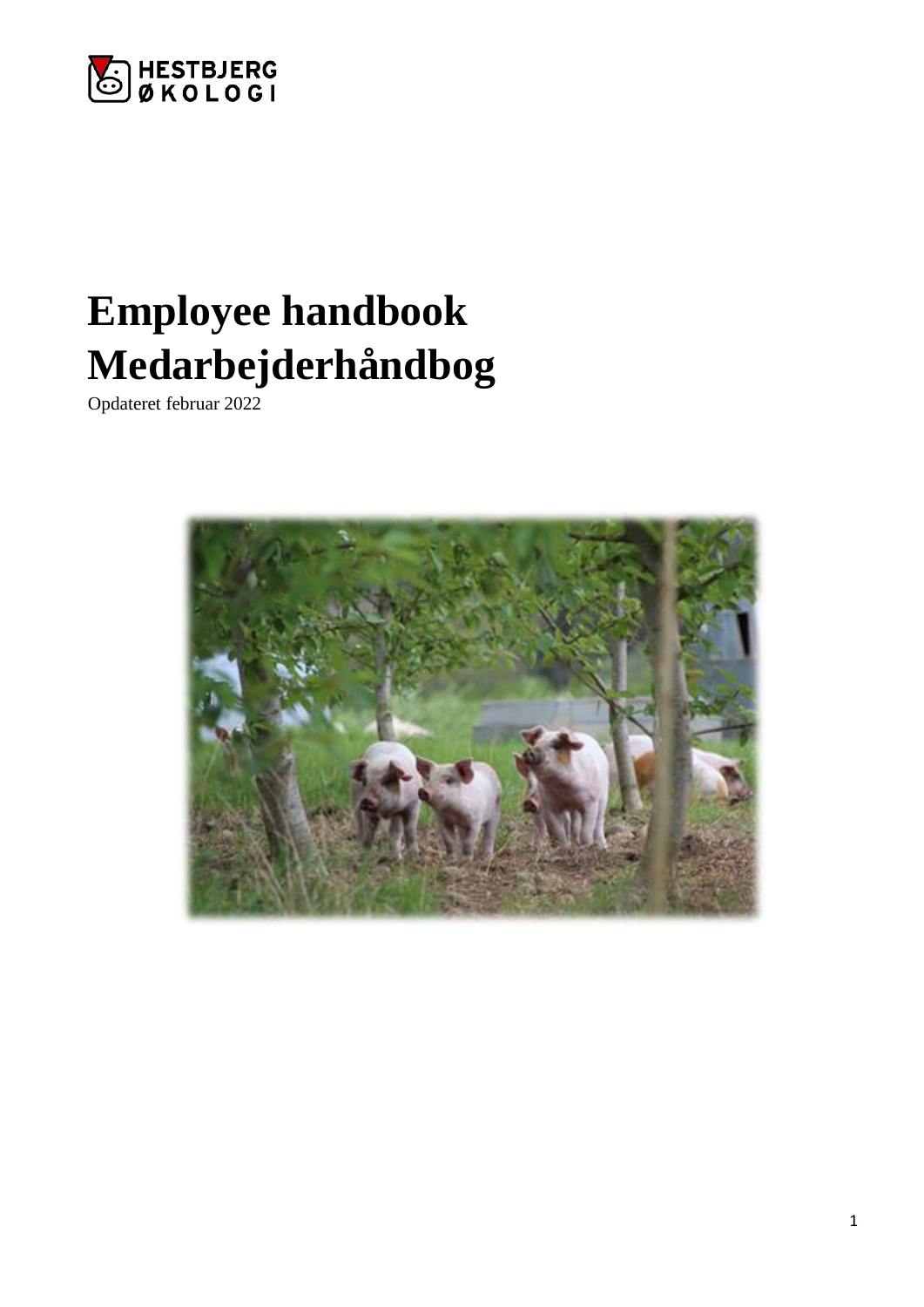HESTBJERG ØKOLOGI

# Employee handbook
# Medarbejderhåndbog

Opdateret februar 2022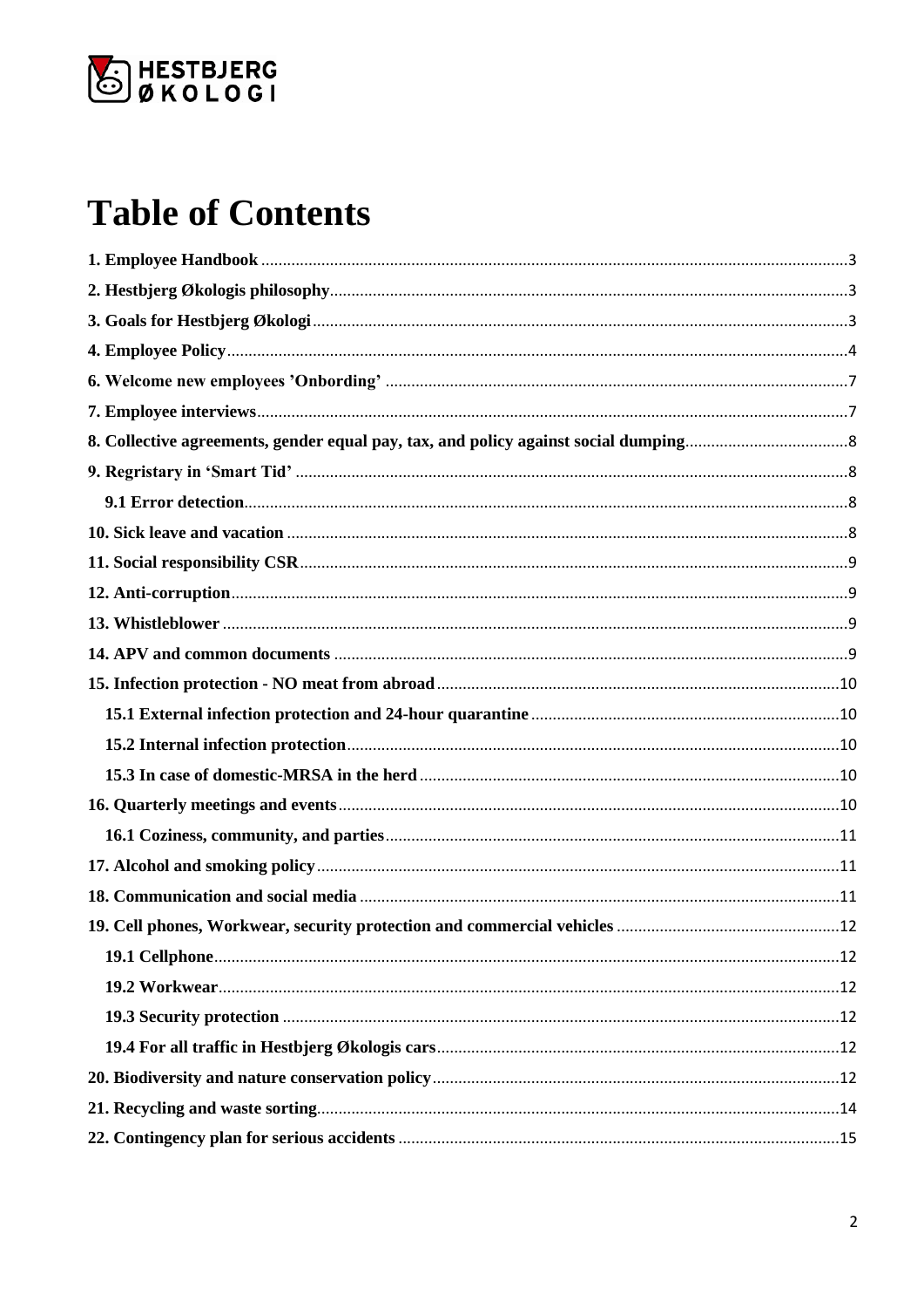# Table of Contents

1. Employee Handbook ..... 3
2. Hestbjerg Økologis philosophy ..... 3
3. Goals for Hestbjerg Økologi ..... 3
4. Employee Policy ..... 4
6. Welcome new employees 'Onbording' ..... 7
7. Employee interviews ..... 7
8. Collective agreements, gender equal pay, tax, and policy against social dumping ..... 8
9. Regristary in 'Smart Tid' ..... 8
   - 9.1 Error detection ..... 8
10. Sick leave and vacation ..... 8
11. Social responsibility CSR ..... 9
12. Anti-corruption ..... 9
13. Whistleblower ..... 9
14. APV and common documents ..... 9
15. Infection protection - NO meat from abroad ..... 10
   - 15.1 External infection protection and 24-hour quarantine ..... 10
   - 15.2 Internal infection protection ..... 10
   - 15.3 In case of domestic-MRSA in the herd ..... 10
16. Quarterly meetings and events ..... 10
   - 16.1 Coziness, community, and parties ..... 11
17. Alcohol and smoking policy ..... 11
18. Communication and social media ..... 11
19. Cell phones, Workwear, security protection and commercial vehicles ..... 12
   - 19.1 Cellphone ..... 12
   - 19.2 Workwear ..... 12
   - 19.3 Security protection ..... 12
   - 19.4 For all traffic in Hestbjerg Økologis cars ..... 12
20. Biodiversity and nature conservation policy ..... 12
21. Recycling and waste sorting ..... 14
22. Contingency plan for serious accidents ..... 15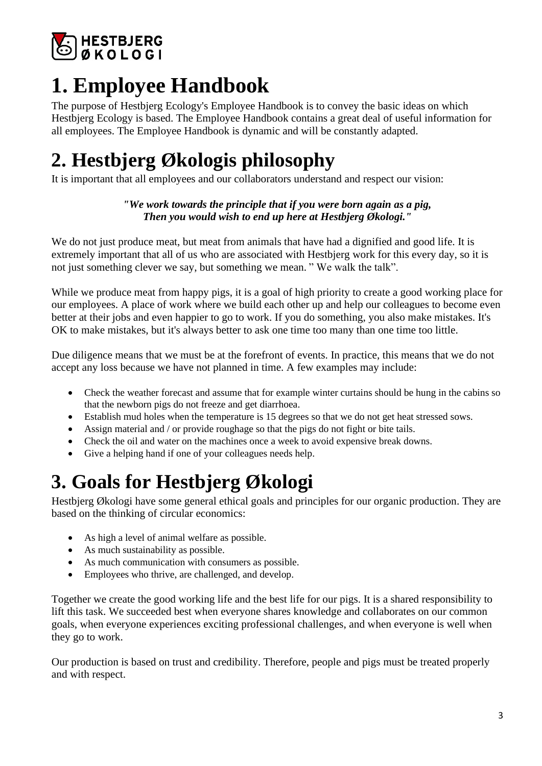# 1. Employee Handbook

The purpose of Hestbjerg Ecology's Employee Handbook is to convey the basic ideas on which Hestbjerg Ecology is based. The Employee Handbook contains a great deal of useful information for all employees. The Employee Handbook is dynamic and will be constantly adapted.

# 2. Hestbjerg Økologis philosophy

It is important that all employees and our collaborators understand and respect our vision:

***"We work towards the principle that if you were born again as a pig, Then you would wish to end up here at Hestbjerg Økologi."***

We do not just produce meat, but meat from animals that have had a dignified and good life. It is extremely important that all of us who are associated with Hestbjerg work for this every day, so it is not just something clever we say, but something we mean. " We walk the talk".

While we produce meat from happy pigs, it is a goal of high priority to create a good working place for our employees. A place of work where we build each other up and help our colleagues to become even better at their jobs and even happier to go to work. If you do something, you also make mistakes. It's OK to make mistakes, but it's always better to ask one time too many than one time too little.

Due diligence means that we must be at the forefront of events. In practice, this means that we do not accept any loss because we have not planned in time. A few examples may include:

- Check the weather forecast and assume that for example winter curtains should be hung in the cabins so that the newborn pigs do not freeze and get diarrhoea.
- Establish mud holes when the temperature is 15 degrees so that we do not get heat stressed sows.
- Assign material and / or provide roughage so that the pigs do not fight or bite tails.
- Check the oil and water on the machines once a week to avoid expensive break downs.
- Give a helping hand if one of your colleagues needs help.

# 3. Goals for Hestbjerg Økologi

Hestbjerg Økologi have some general ethical goals and principles for our organic production. They are based on the thinking of circular economics:

- As high a level of animal welfare as possible.
- As much sustainability as possible.
- As much communication with consumers as possible.
- Employees who thrive, are challenged, and develop.

Together we create the good working life and the best life for our pigs. It is a shared responsibility to lift this task. We succeeded best when everyone shares knowledge and collaborates on our common goals, when everyone experiences exciting professional challenges, and when everyone is well when they go to work.

Our production is based on trust and credibility. Therefore, people and pigs must be treated properly and with respect.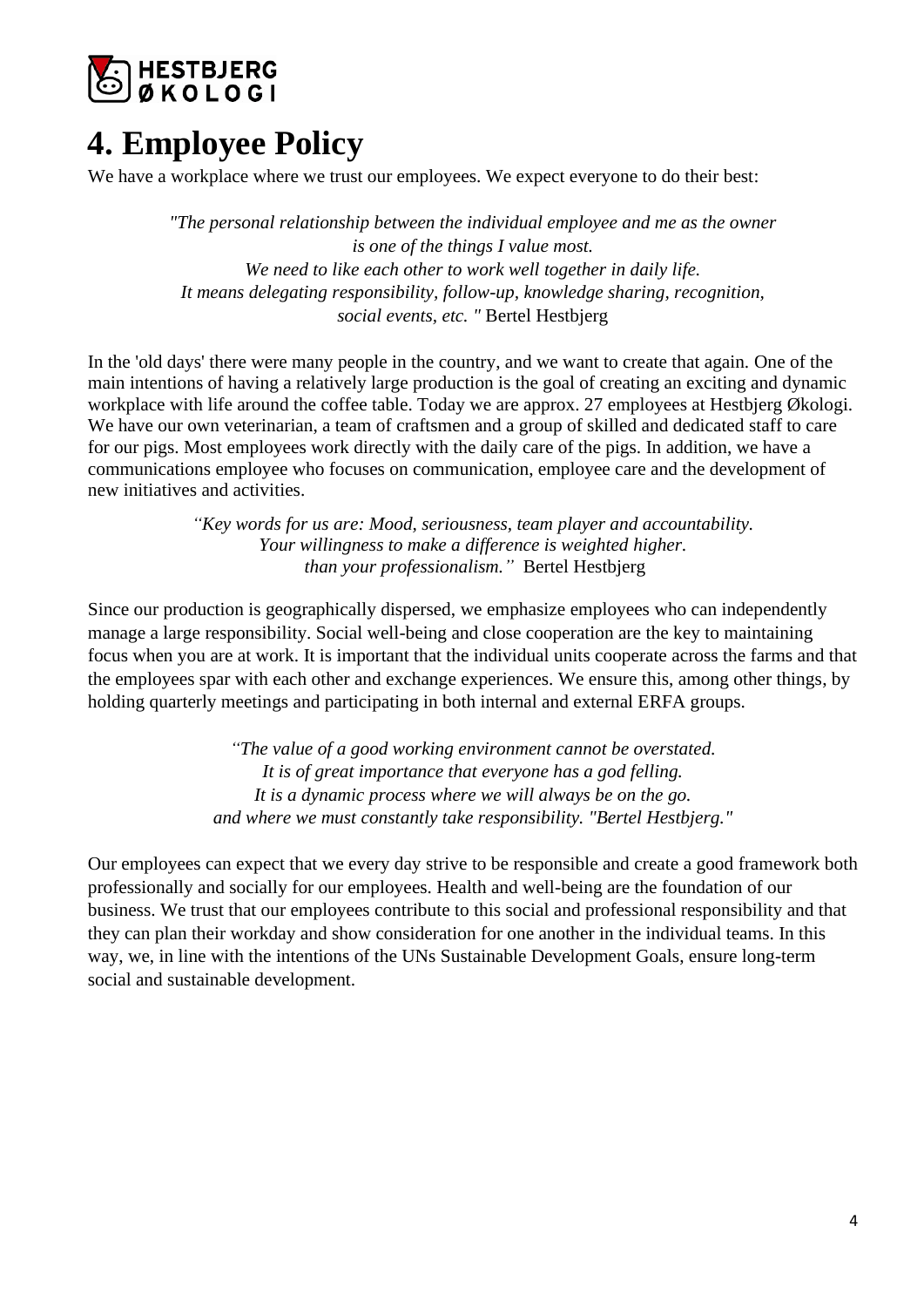# 4. Employee Policy

We have a workplace where we trust our employees. We expect everyone to do their best:

> *"The personal relationship between the individual employee and me as the owner is one of the things I value most.*
> *We need to like each other to work well together in daily life.*
> *It means delegating responsibility, follow-up, knowledge sharing, recognition, social events, etc. "* Bertel Hestbjerg

In the 'old days' there were many people in the country, and we want to create that again. One of the main intentions of having a relatively large production is the goal of creating an exciting and dynamic workplace with life around the coffee table. Today we are approx. 27 employees at Hestbjerg Økologi. We have our own veterinarian, a team of craftsmen and a group of skilled and dedicated staff to care for our pigs. Most employees work directly with the daily care of the pigs. In addition, we have a communications employee who focuses on communication, employee care and the development of new initiatives and activities.

> *"Key words for us are: Mood, seriousness, team player and accountability.*
> *Your willingness to make a difference is weighted higher.*
> *than your professionalism."* Bertel Hestbjerg

Since our production is geographically dispersed, we emphasize employees who can independently manage a large responsibility. Social well-being and close cooperation are the key to maintaining focus when you are at work. It is important that the individual units cooperate across the farms and that the employees spar with each other and exchange experiences. We ensure this, among other things, by holding quarterly meetings and participating in both internal and external ERFA groups.

> *"The value of a good working environment cannot be overstated.*
> *It is of great importance that everyone has a god felling.*
> *It is a dynamic process where we will always be on the go.*
> *and where we must constantly take responsibility. "Bertel Hestbjerg."*

Our employees can expect that we every day strive to be responsible and create a good framework both professionally and socially for our employees. Health and well-being are the foundation of our business. We trust that our employees contribute to this social and professional responsibility and that they can plan their workday and show consideration for one another in the individual teams. In this way, we, in line with the intentions of the UNs Sustainable Development Goals, ensure long-term social and sustainable development.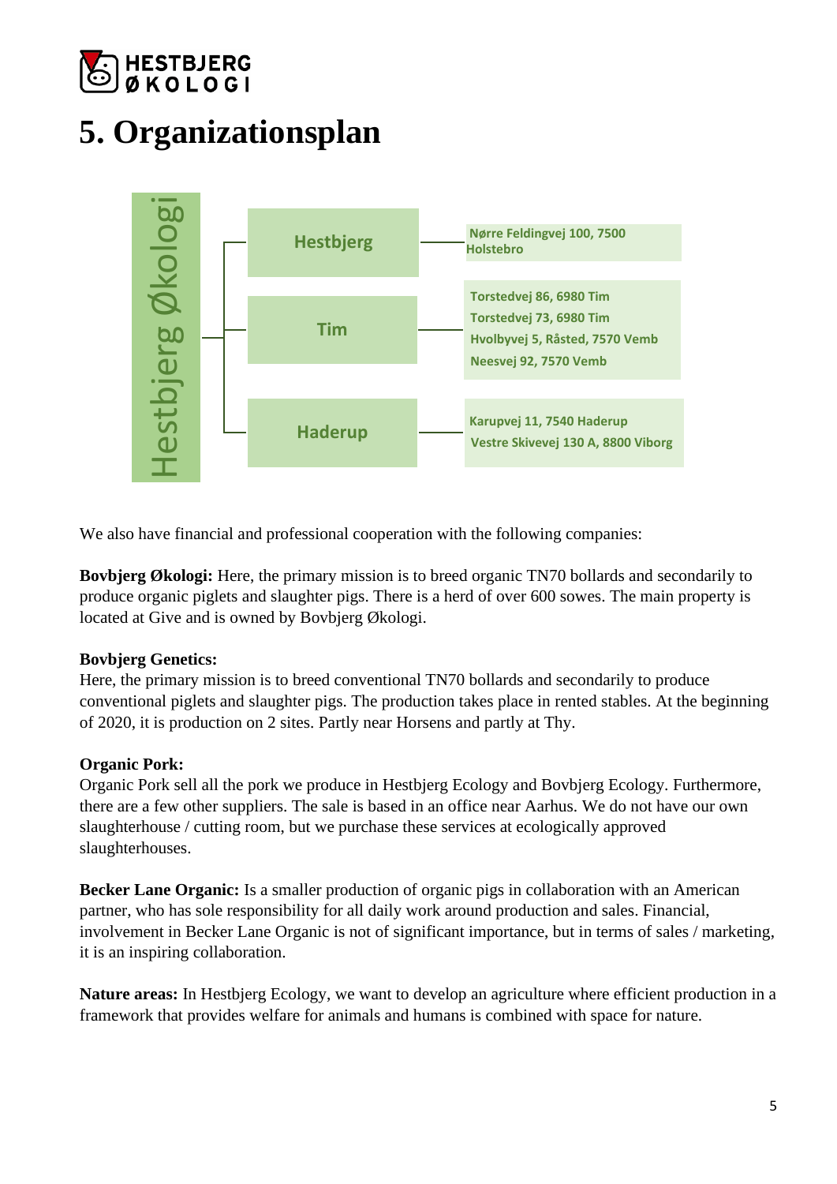# 5. Organizationsplan

Hestbjerg Økologi

| Site | Addresses |
| --- | --- |
| Hestbjerg | Nørre Feldingvej 100, 7500 Holstebro |
| Tim | Torstedvej 86, 6980 Tim<br>Torstedvej 73, 6980 Tim<br>Hvolbyvej 5, Råsted, 7570 Vemb<br>Neesvej 92, 7570 Vemb |
| Haderup | Karupvej 11, 7540 Haderup<br>Vestre Skivevej 130 A, 8800 Viborg |

We also have financial and professional cooperation with the following companies:

**Bovbjerg Økologi:** Here, the primary mission is to breed organic TN70 bollards and secondarily to produce organic piglets and slaughter pigs. There is a herd of over 600 sows. The main property is located at Give and is owned by Bovbjerg Økologi.

**Bovbjerg Genetics:**
Here, the primary mission is to breed conventional TN70 bollards and secondarily to produce conventional piglets and slaughter pigs. The production takes place in rented stables. At the beginning of 2020, it is production on 2 sites. Partly near Horsens and partly at Thy.

**Organic Pork:**
Organic Pork sell all the pork we produce in Hestbjerg Ecology and Bovbjerg Ecology. Furthermore, there are a few other suppliers. The sale is based in an office near Aarhus. We do not have our own slaughterhouse / cutting room, but we purchase these services at ecologically approved slaughterhouses.

**Becker Lane Organic:** Is a smaller production of organic pigs in collaboration with an American partner, who has sole responsibility for all daily work around production and sales. Financial, involvement in Becker Lane Organic is not of significant importance, but in terms of sales / marketing, it is an inspiring collaboration.

**Nature areas:** In Hestbjerg Ecology, we want to develop an agriculture where efficient production in a framework that provides welfare for animals and humans is combined with space for nature.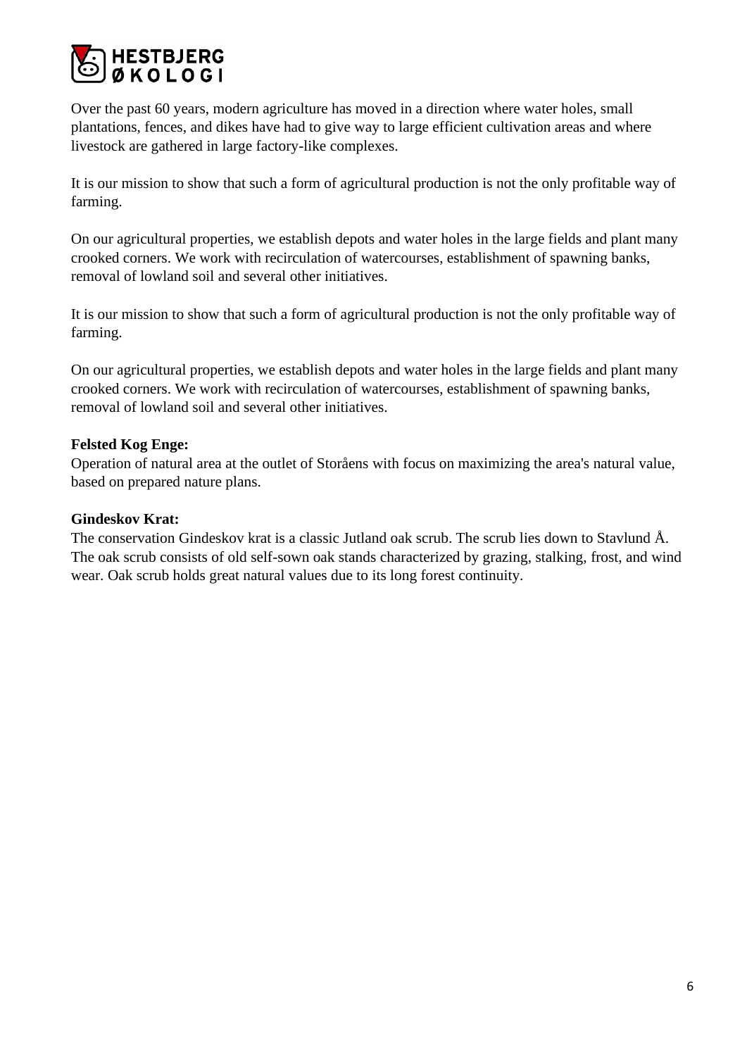Over the past 60 years, modern agriculture has moved in a direction where water holes, small plantations, fences, and dikes have had to give way to large efficient cultivation areas and where livestock are gathered in large factory-like complexes.

It is our mission to show that such a form of agricultural production is not the only profitable way of farming.

On our agricultural properties, we establish depots and water holes in the large fields and plant many crooked corners. We work with recirculation of watercourses, establishment of spawning banks, removal of lowland soil and several other initiatives.

It is our mission to show that such a form of agricultural production is not the only profitable way of farming.

On our agricultural properties, we establish depots and water holes in the large fields and plant many crooked corners. We work with recirculation of watercourses, establishment of spawning banks, removal of lowland soil and several other initiatives.

**Felsted Kog Enge:**
Operation of natural area at the outlet of Storåens with focus on maximizing the area's natural value, based on prepared nature plans.

**Gindeskov Krat:**
The conservation Gindeskov krat is a classic Jutland oak scrub. The scrub lies down to Stavlund Å. The oak scrub consists of old self-sown oak stands characterized by grazing, stalking, frost, and wind wear. Oak scrub holds great natural values due to its long forest continuity.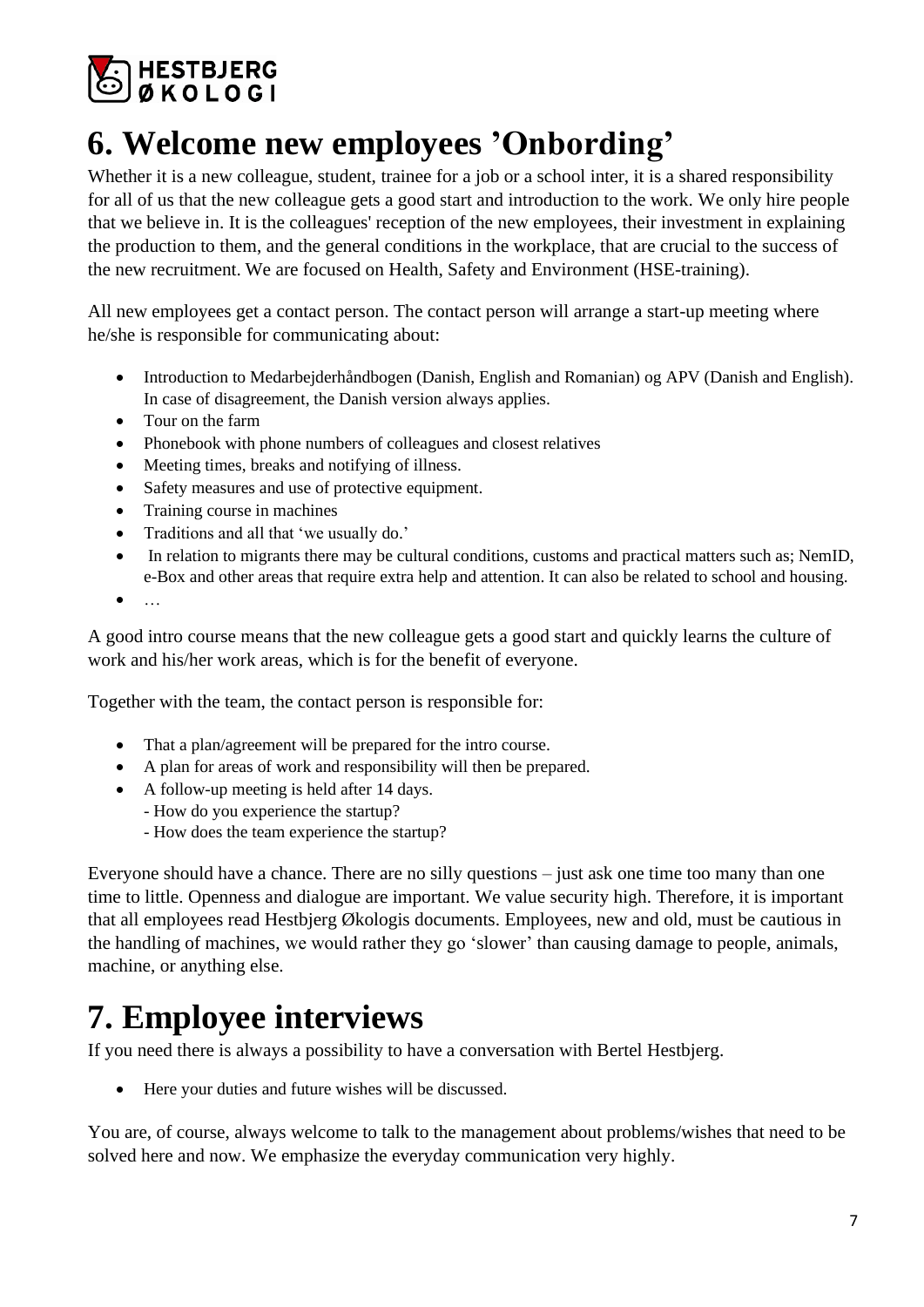# 6. Welcome new employees 'Onbording'

Whether it is a new colleague, student, trainee for a job or a school inter, it is a shared responsibility for all of us that the new colleague gets a good start and introduction to the work. We only hire people that we believe in. It is the colleagues' reception of the new employees, their investment in explaining the production to them, and the general conditions in the workplace, that are crucial to the success of the new recruitment. We are focused on Health, Safety and Environment (HSE-training).

All new employees get a contact person. The contact person will arrange a start-up meeting where he/she is responsible for communicating about:

- Introduction to Medarbejderhåndbogen (Danish, English and Romanian) og APV (Danish and English). In case of disagreement, the Danish version always applies.
- Tour on the farm
- Phonebook with phone numbers of colleagues and closest relatives
- Meeting times, breaks and notifying of illness.
- Safety measures and use of protective equipment.
- Training course in machines
- Traditions and all that 'we usually do.'
- In relation to migrants there may be cultural conditions, customs and practical matters such as; NemID, e-Box and other areas that require extra help and attention. It can also be related to school and housing.
- …

A good intro course means that the new colleague gets a good start and quickly learns the culture of work and his/her work areas, which is for the benefit of everyone.

Together with the team, the contact person is responsible for:

- That a plan/agreement will be prepared for the intro course.
- A plan for areas of work and responsibility will then be prepared.
- A follow-up meeting is held after 14 days.
  - How do you experience the startup?
  - How does the team experience the startup?

Everyone should have a chance. There are no silly questions – just ask one time too many than one time to little. Openness and dialogue are important. We value security high. Therefore, it is important that all employees read Hestbjerg Økologis documents. Employees, new and old, must be cautious in the handling of machines, we would rather they go 'slower' than causing damage to people, animals, machine, or anything else.

# 7. Employee interviews

If you need there is always a possibility to have a conversation with Bertel Hestbjerg.

- Here your duties and future wishes will be discussed.

You are, of course, always welcome to talk to the management about problems/wishes that need to be solved here and now. We emphasize the everyday communication very highly.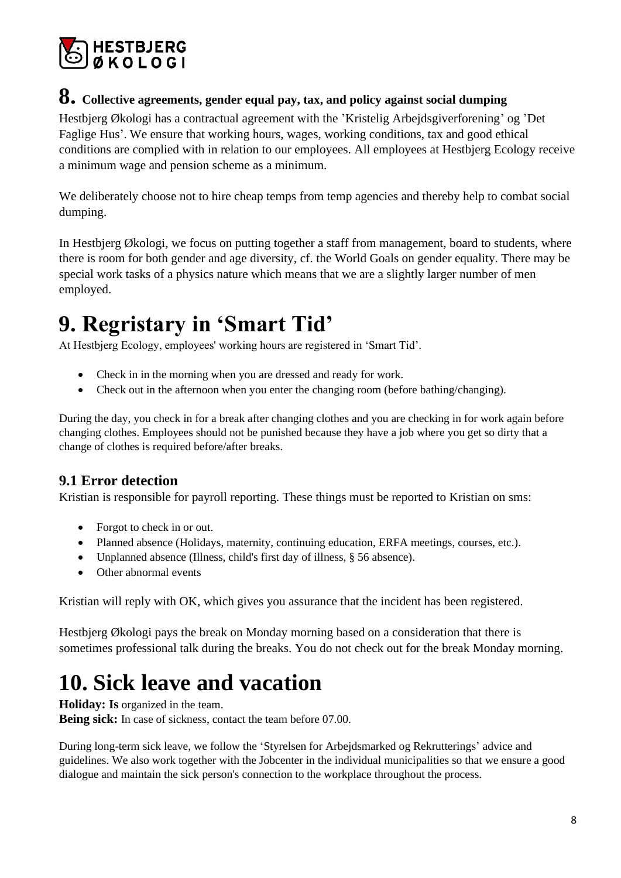# 8. Collective agreements, gender equal pay, tax, and policy against social dumping

Hestbjerg Økologi has a contractual agreement with the 'Kristelig Arbejdsgiverforening' og 'Det Faglige Hus'. We ensure that working hours, wages, working conditions, tax and good ethical conditions are complied with in relation to our employees. All employees at Hestbjerg Ecology receive a minimum wage and pension scheme as a minimum.

We deliberately choose not to hire cheap temps from temp agencies and thereby help to combat social dumping.

In Hestbjerg Økologi, we focus on putting together a staff from management, board to students, where there is room for both gender and age diversity, cf. the World Goals on gender equality. There may be special work tasks of a physics nature which means that we are a slightly larger number of men employed.

# 9. Regristary in 'Smart Tid'

At Hestbjerg Ecology, employees' working hours are registered in 'Smart Tid'.

- Check in in the morning when you are dressed and ready for work.
- Check out in the afternoon when you enter the changing room (before bathing/changing).

During the day, you check in for a break after changing clothes and you are checking in for work again before changing clothes. Employees should not be punished because they have a job where you get so dirty that a change of clothes is required before/after breaks.

## 9.1 Error detection

Kristian is responsible for payroll reporting. These things must be reported to Kristian on sms:

- Forgot to check in or out.
- Planned absence (Holidays, maternity, continuing education, ERFA meetings, courses, etc.).
- Unplanned absence (Illness, child's first day of illness, § 56 absence).
- Other abnormal events

Kristian will reply with OK, which gives you assurance that the incident has been registered.

Hestbjerg Økologi pays the break on Monday morning based on a consideration that there is sometimes professional talk during the breaks. You do not check out for the break Monday morning.

# 10. Sick leave and vacation

**Holiday: Is** organized in the team.
**Being sick:** In case of sickness, contact the team before 07.00.

During long-term sick leave, we follow the 'Styrelsen for Arbejdsmarked og Rekrutterings' advice and guidelines. We also work together with the Jobcenter in the individual municipalities so that we ensure a good dialogue and maintain the sick person's connection to the workplace throughout the process.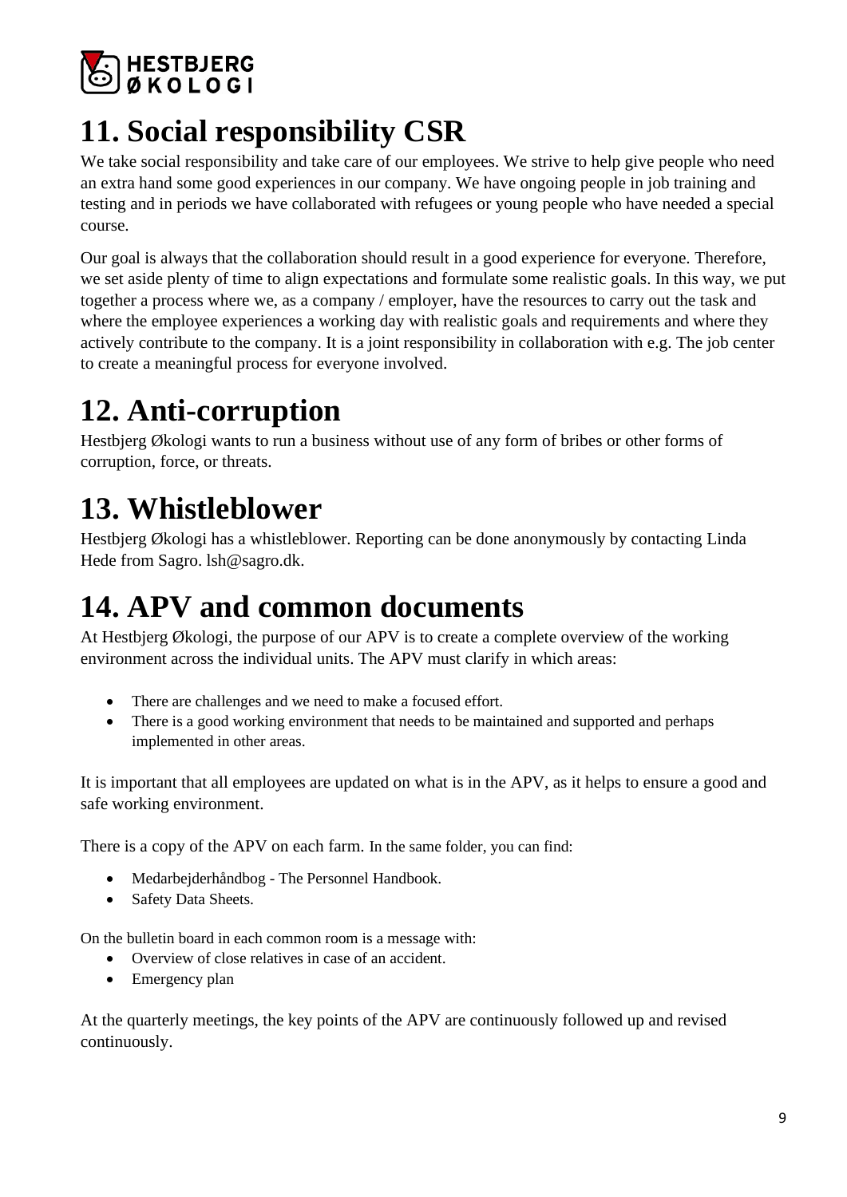# 11. Social responsibility CSR

We take social responsibility and take care of our employees. We strive to help give people who need an extra hand some good experiences in our company. We have ongoing people in job training and testing and in periods we have collaborated with refugees or young people who have needed a special course.

Our goal is always that the collaboration should result in a good experience for everyone. Therefore, we set aside plenty of time to align expectations and formulate some realistic goals. In this way, we put together a process where we, as a company / employer, have the resources to carry out the task and where the employee experiences a working day with realistic goals and requirements and where they actively contribute to the company. It is a joint responsibility in collaboration with e.g. The job center to create a meaningful process for everyone involved.

# 12. Anti-corruption

Hestbjerg Økologi wants to run a business without use of any form of bribes or other forms of corruption, force, or threats.

# 13. Whistleblower

Hestbjerg Økologi has a whistleblower. Reporting can be done anonymously by contacting Linda Hede from Sagro. lsh@sagro.dk.

# 14. APV and common documents

At Hestbjerg Økologi, the purpose of our APV is to create a complete overview of the working environment across the individual units. The APV must clarify in which areas:

- There are challenges and we need to make a focused effort.
- There is a good working environment that needs to be maintained and supported and perhaps implemented in other areas.

It is important that all employees are updated on what is in the APV, as it helps to ensure a good and safe working environment.

There is a copy of the APV on each farm. In the same folder, you can find:

- Medarbejderhåndbog - The Personnel Handbook.
- Safety Data Sheets.

On the bulletin board in each common room is a message with:

- Overview of close relatives in case of an accident.
- Emergency plan

At the quarterly meetings, the key points of the APV are continuously followed up and revised continuously.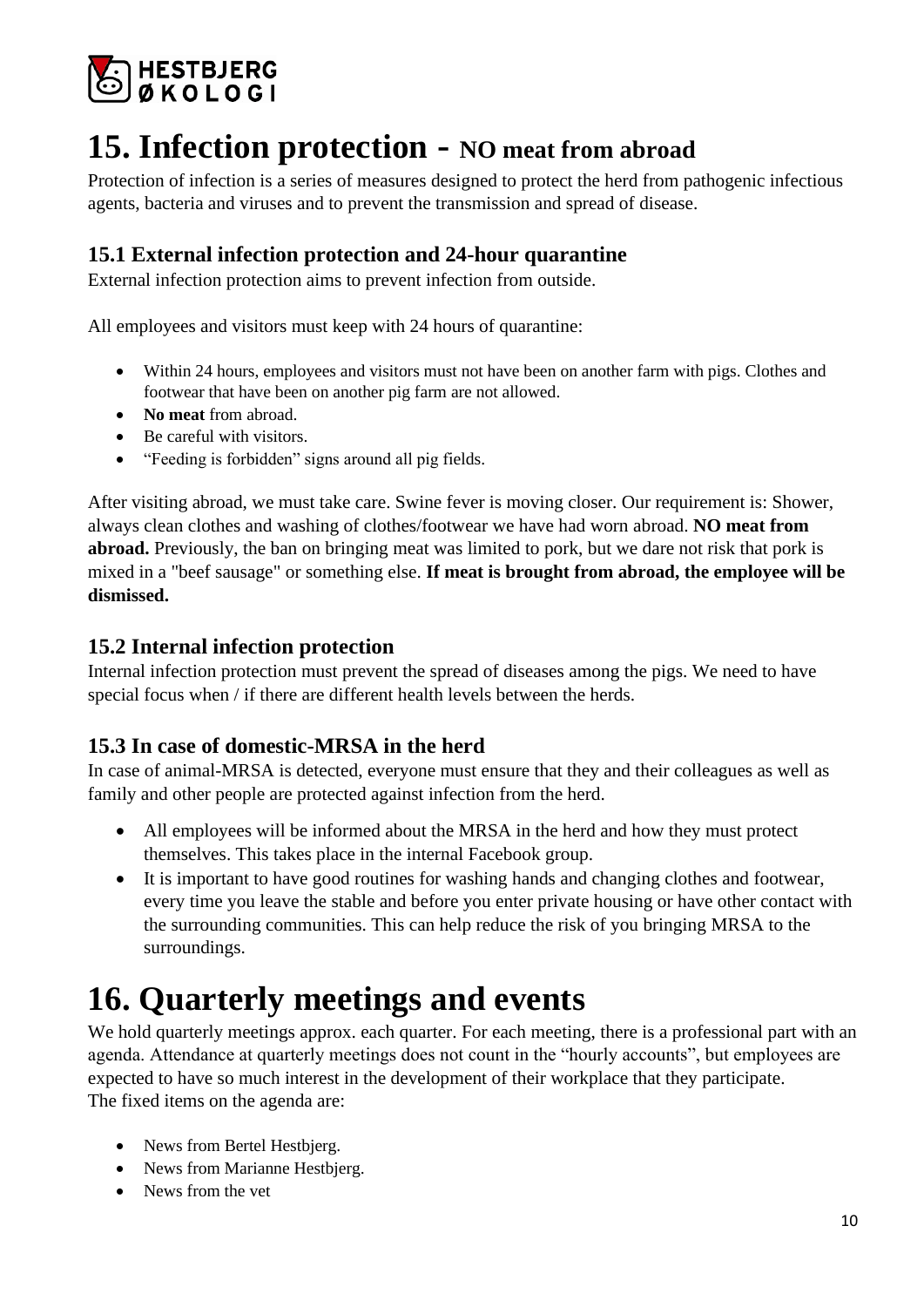# 15. Infection protection - NO meat from abroad

Protection of infection is a series of measures designed to protect the herd from pathogenic infectious agents, bacteria and viruses and to prevent the transmission and spread of disease.

### 15.1 External infection protection and 24-hour quarantine

External infection protection aims to prevent infection from outside.

All employees and visitors must keep with 24 hours of quarantine:

- Within 24 hours, employees and visitors must not have been on another farm with pigs. Clothes and footwear that have been on another pig farm are not allowed.
- **No meat** from abroad.
- Be careful with visitors.
- "Feeding is forbidden" signs around all pig fields.

After visiting abroad, we must take care. Swine fever is moving closer. Our requirement is: Shower, always clean clothes and washing of clothes/footwear we have had worn abroad. **NO meat from abroad.** Previously, the ban on bringing meat was limited to pork, but we dare not risk that pork is mixed in a "beef sausage" or something else. **If meat is brought from abroad, the employee will be dismissed.**

### 15.2 Internal infection protection

Internal infection protection must prevent the spread of diseases among the pigs. We need to have special focus when / if there are different health levels between the herds.

### 15.3 In case of domestic-MRSA in the herd

In case of animal-MRSA is detected, everyone must ensure that they and their colleagues as well as family and other people are protected against infection from the herd.

- All employees will be informed about the MRSA in the herd and how they must protect themselves. This takes place in the internal Facebook group.
- It is important to have good routines for washing hands and changing clothes and footwear, every time you leave the stable and before you enter private housing or have other contact with the surrounding communities. This can help reduce the risk of you bringing MRSA to the surroundings.

# 16. Quarterly meetings and events

We hold quarterly meetings approx. each quarter. For each meeting, there is a professional part with an agenda. Attendance at quarterly meetings does not count in the "hourly accounts", but employees are expected to have so much interest in the development of their workplace that they participate.
The fixed items on the agenda are:

- News from Bertel Hestbjerg.
- News from Marianne Hestbjerg.
- News from the vet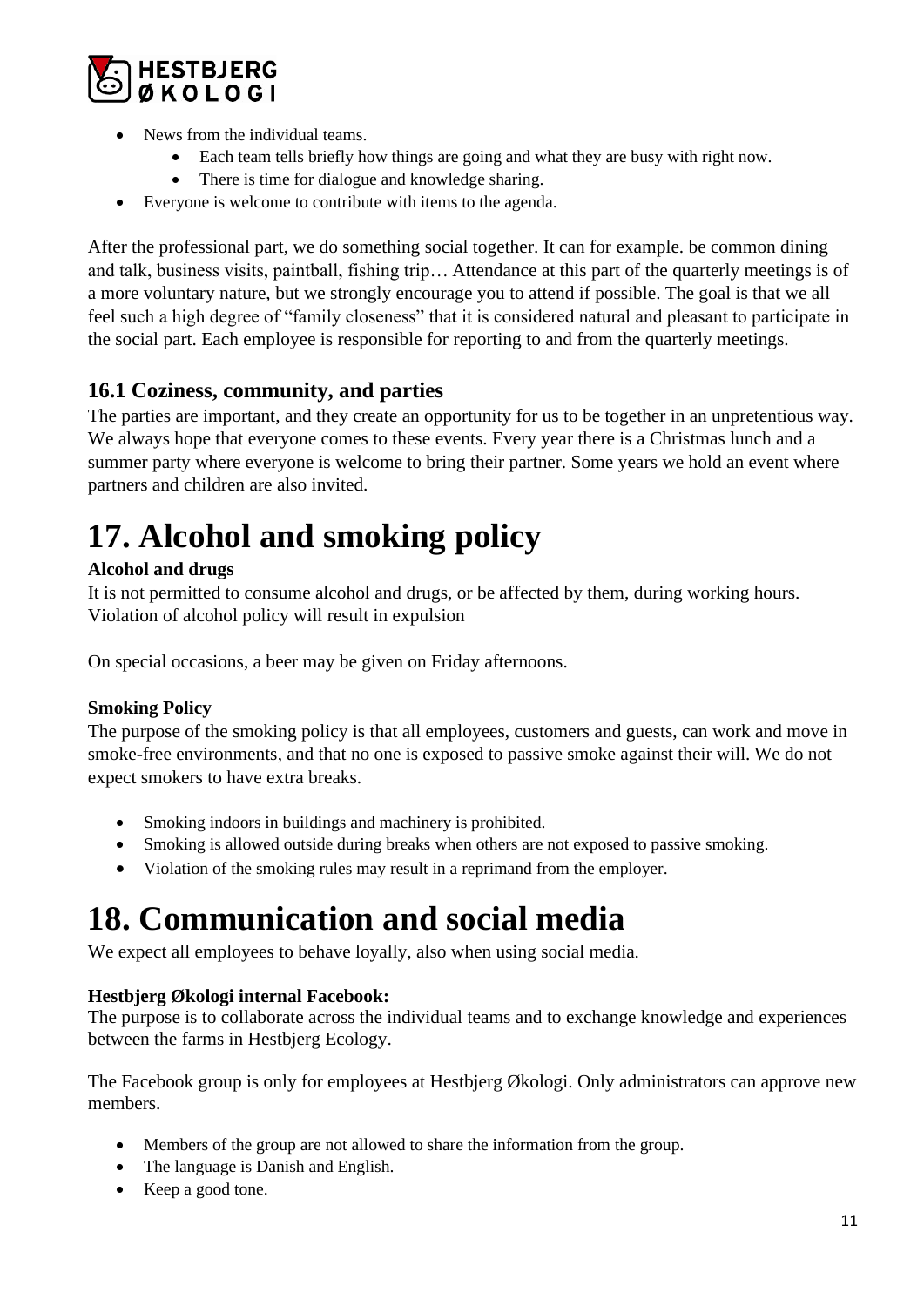- News from the individual teams.
  - Each team tells briefly how things are going and what they are busy with right now.
  - There is time for dialogue and knowledge sharing.
- Everyone is welcome to contribute with items to the agenda.

After the professional part, we do something social together. It can for example. be common dining and talk, business visits, paintball, fishing trip… Attendance at this part of the quarterly meetings is of a more voluntary nature, but we strongly encourage you to attend if possible. The goal is that we all feel such a high degree of "family closeness" that it is considered natural and pleasant to participate in the social part. Each employee is responsible for reporting to and from the quarterly meetings.

## 16.1 Coziness, community, and parties

The parties are important, and they create an opportunity for us to be together in an unpretentious way. We always hope that everyone comes to these events. Every year there is a Christmas lunch and a summer party where everyone is welcome to bring their partner. Some years we hold an event where partners and children are also invited.

# 17. Alcohol and smoking policy

**Alcohol and drugs**

It is not permitted to consume alcohol and drugs, or be affected by them, during working hours. Violation of alcohol policy will result in expulsion

On special occasions, a beer may be given on Friday afternoons.

**Smoking Policy**

The purpose of the smoking policy is that all employees, customers and guests, can work and move in smoke-free environments, and that no one is exposed to passive smoke against their will. We do not expect smokers to have extra breaks.

- Smoking indoors in buildings and machinery is prohibited.
- Smoking is allowed outside during breaks when others are not exposed to passive smoking.
- Violation of the smoking rules may result in a reprimand from the employer.

# 18. Communication and social media

We expect all employees to behave loyally, also when using social media.

**Hestbjerg Økologi internal Facebook:**

The purpose is to collaborate across the individual teams and to exchange knowledge and experiences between the farms in Hestbjerg Ecology.

The Facebook group is only for employees at Hestbjerg Økologi. Only administrators can approve new members.

- Members of the group are not allowed to share the information from the group.
- The language is Danish and English.
- Keep a good tone.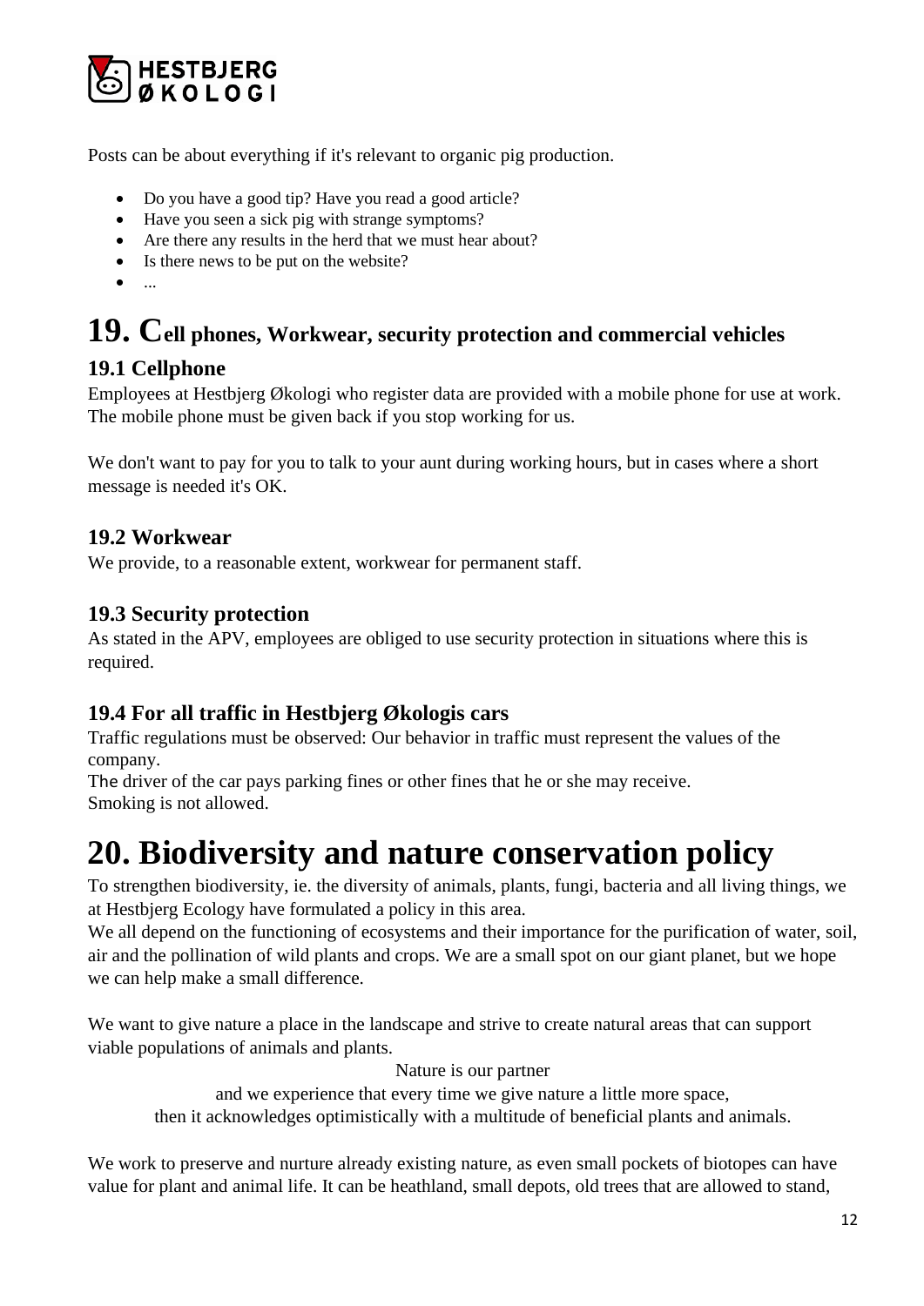Posts can be about everything if it's relevant to organic pig production.

- Do you have a good tip? Have you read a good article?
- Have you seen a sick pig with strange symptoms?
- Are there any results in the herd that we must hear about?
- Is there news to be put on the website?
- ...

# 19. Cell phones, Workwear, security protection and commercial vehicles

## 19.1 Cellphone

Employees at Hestbjerg Økologi who register data are provided with a mobile phone for use at work. The mobile phone must be given back if you stop working for us.

We don't want to pay for you to talk to your aunt during working hours, but in cases where a short message is needed it's OK.

## 19.2 Workwear

We provide, to a reasonable extent, workwear for permanent staff.

## 19.3 Security protection

As stated in the APV, employees are obliged to use security protection in situations where this is required.

## 19.4 For all traffic in Hestbjerg Økologis cars

Traffic regulations must be observed: Our behavior in traffic must represent the values of the company.
The driver of the car pays parking fines or other fines that he or she may receive.
Smoking is not allowed.

# 20. Biodiversity and nature conservation policy

To strengthen biodiversity, ie. the diversity of animals, plants, fungi, bacteria and all living things, we at Hestbjerg Ecology have formulated a policy in this area.
We all depend on the functioning of ecosystems and their importance for the purification of water, soil, air and the pollination of wild plants and crops. We are a small spot on our giant planet, but we hope we can help make a small difference.

We want to give nature a place in the landscape and strive to create natural areas that can support viable populations of animals and plants.

Nature is our partner
and we experience that every time we give nature a little more space,
then it acknowledges optimistically with a multitude of beneficial plants and animals.

We work to preserve and nurture already existing nature, as even small pockets of biotopes can have value for plant and animal life. It can be heathland, small depots, old trees that are allowed to stand,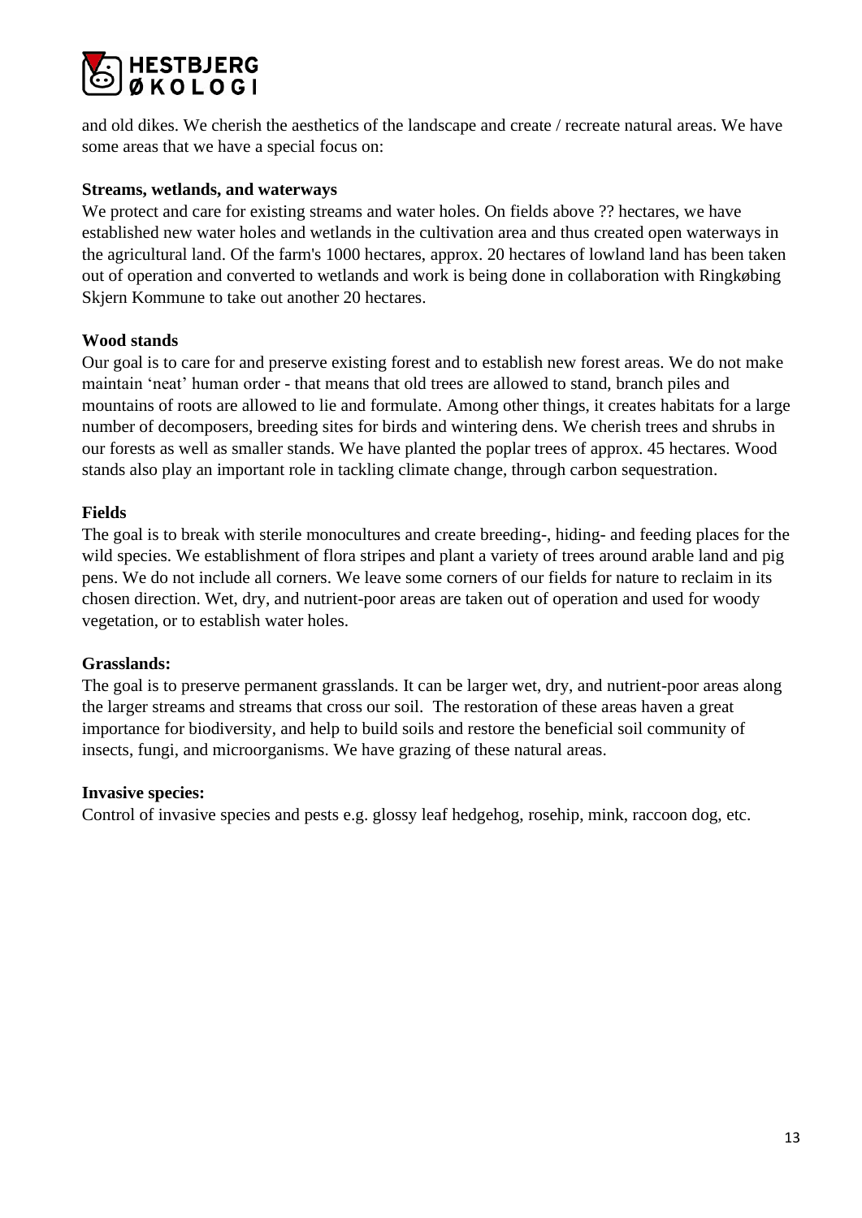and old dikes. We cherish the aesthetics of the landscape and create / recreate natural areas. We have some areas that we have a special focus on:

**Streams, wetlands, and waterways**

We protect and care for existing streams and water holes. On fields above ?? hectares, we have established new water holes and wetlands in the cultivation area and thus created open waterways in the agricultural land. Of the farm's 1000 hectares, approx. 20 hectares of lowland land has been taken out of operation and converted to wetlands and work is being done in collaboration with Ringkøbing Skjern Kommune to take out another 20 hectares.

**Wood stands**

Our goal is to care for and preserve existing forest and to establish new forest areas. We do not make maintain 'neat' human order - that means that old trees are allowed to stand, branch piles and mountains of roots are allowed to lie and formulate. Among other things, it creates habitats for a large number of decomposers, breeding sites for birds and wintering dens. We cherish trees and shrubs in our forests as well as smaller stands. We have planted the poplar trees of approx. 45 hectares. Wood stands also play an important role in tackling climate change, through carbon sequestration.

**Fields**

The goal is to break with sterile monocultures and create breeding-, hiding- and feeding places for the wild species. We establishment of flora stripes and plant a variety of trees around arable land and pig pens. We do not include all corners. We leave some corners of our fields for nature to reclaim in its chosen direction. Wet, dry, and nutrient-poor areas are taken out of operation and used for woody vegetation, or to establish water holes.

**Grasslands:**

The goal is to preserve permanent grasslands. It can be larger wet, dry, and nutrient-poor areas along the larger streams and streams that cross our soil. The restoration of these areas haven a great importance for biodiversity, and help to build soils and restore the beneficial soil community of insects, fungi, and microorganisms. We have grazing of these natural areas.

**Invasive species:**

Control of invasive species and pests e.g. glossy leaf hedgehog, rosehip, mink, raccoon dog, etc.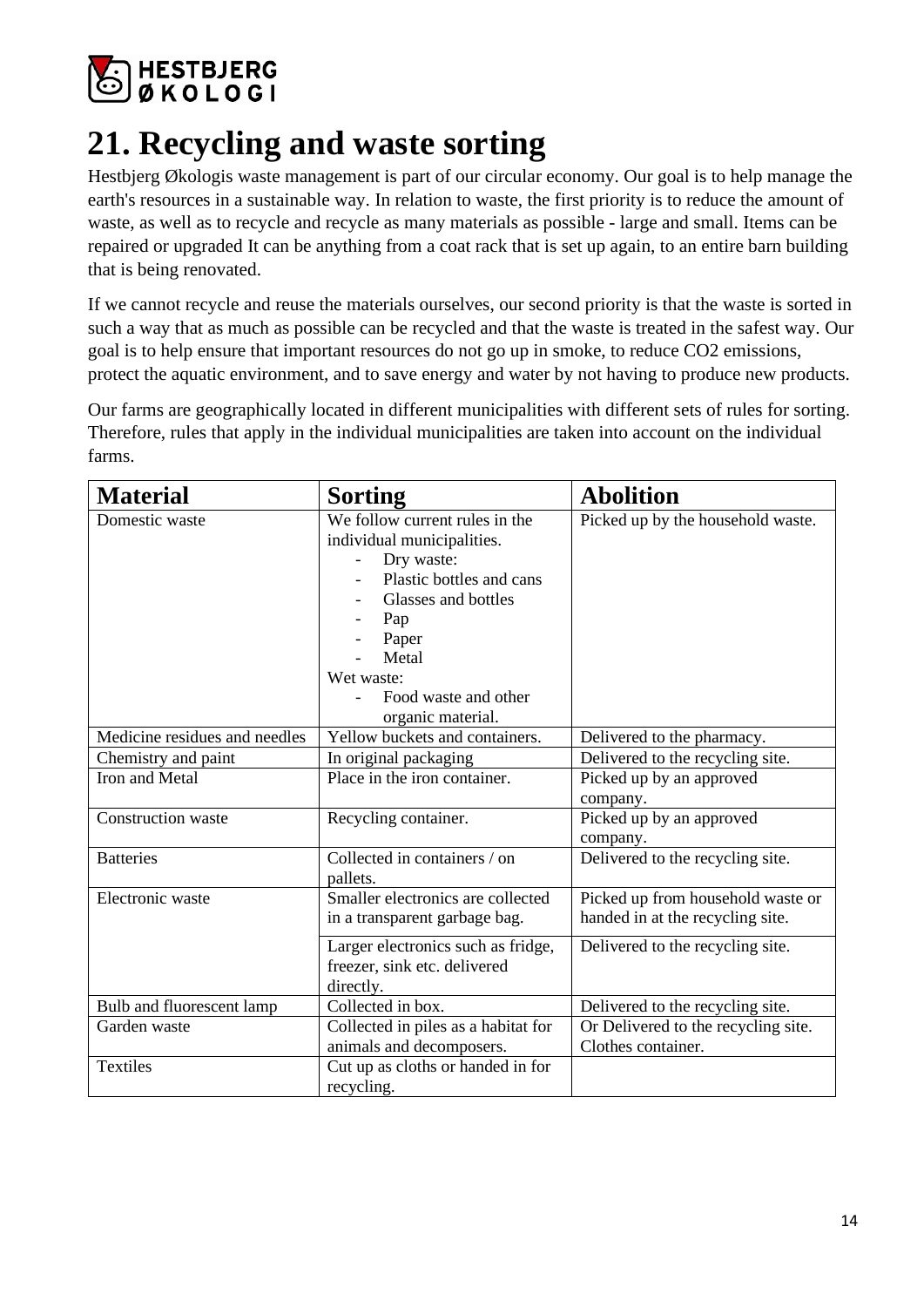# 21. Recycling and waste sorting

Hestbjerg Økologis waste management is part of our circular economy. Our goal is to help manage the earth's resources in a sustainable way. In relation to waste, the first priority is to reduce the amount of waste, as well as to recycle and recycle as many materials as possible - large and small. Items can be repaired or upgraded It can be anything from a coat rack that is set up again, to an entire barn building that is being renovated.

If we cannot recycle and reuse the materials ourselves, our second priority is that the waste is sorted in such a way that as much as possible can be recycled and that the waste is treated in the safest way. Our goal is to help ensure that important resources do not go up in smoke, to reduce CO2 emissions, protect the aquatic environment, and to save energy and water by not having to produce new products.

Our farms are geographically located in different municipalities with different sets of rules for sorting. Therefore, rules that apply in the individual municipalities are taken into account on the individual farms.

| Material | Sorting | Abolition |
|---|---|---|
| Domestic waste | We follow current rules in the individual municipalities.<br>- Dry waste:<br>- Plastic bottles and cans<br>- Glasses and bottles<br>- Pap<br>- Paper<br>- Metal<br>Wet waste:<br>- Food waste and other organic material. | Picked up by the household waste. |
| Medicine residues and needles | Yellow buckets and containers. | Delivered to the pharmacy. |
| Chemistry and paint | In original packaging | Delivered to the recycling site. |
| Iron and Metal | Place in the iron container. | Picked up by an approved company. |
| Construction waste | Recycling container. | Picked up by an approved company. |
| Batteries | Collected in containers / on pallets. | Delivered to the recycling site. |
| Electronic waste | Smaller electronics are collected in a transparent garbage bag. | Picked up from household waste or handed in at the recycling site. |
| | Larger electronics such as fridge, freezer, sink etc. delivered directly. | Delivered to the recycling site. |
| Bulb and fluorescent lamp | Collected in box. | Delivered to the recycling site. |
| Garden waste | Collected in piles as a habitat for animals and decomposers. | Or Delivered to the recycling site. Clothes container. |
| Textiles | Cut up as cloths or handed in for recycling. | |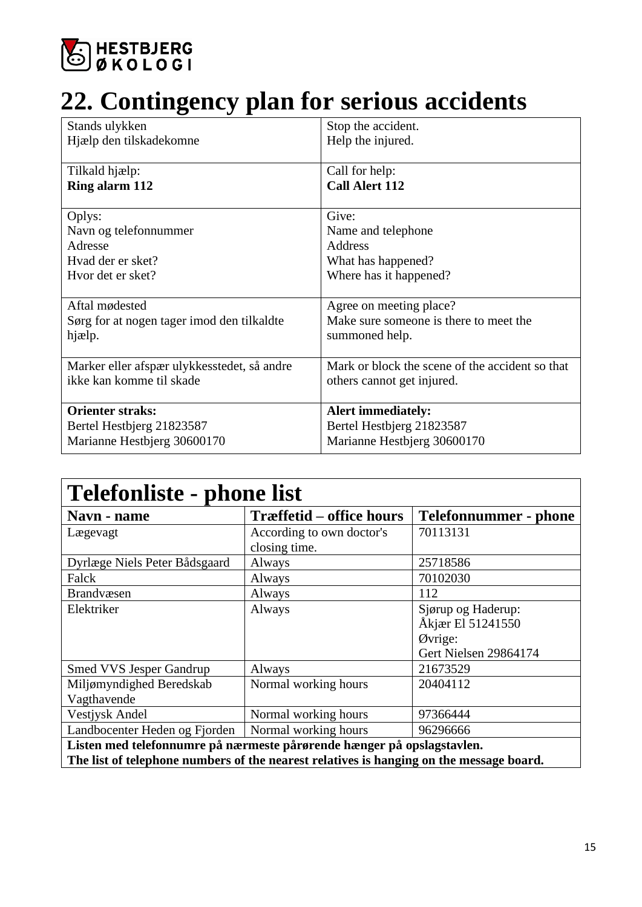# 22. Contingency plan for serious accidents

| | |
|---|---|
| Stands ulykken<br>Hjælp den tilskadekomne | Stop the accident.<br>Help the injured. |
| Tilkald hjælp:<br>**Ring alarm 112** | Call for help:<br>**Call Alert 112** |
| Oplys:<br>Navn og telefonnummer<br>Adresse<br>Hvad der er sket?<br>Hvor det er sket? | Give:<br>Name and telephone<br>Address<br>What has happened?<br>Where has it happened? |
| Aftal mødested<br>Sørg for at nogen tager imod den tilkaldte hjælp. | Agree on meeting place?<br>Make sure someone is there to meet the summoned help. |
| Marker eller afspær ulykkesstedet, så andre ikke kan komme til skade | Mark or block the scene of the accident so that others cannot get injured. |
| **Orienter straks:**<br>Bertel Hestbjerg 21823587<br>Marianne Hestbjerg 30600170 | **Alert immediately:**<br>Bertel Hestbjerg 21823587<br>Marianne Hestbjerg 30600170 |

## Telefonliste - phone list

| Navn - name | Træffetid – office hours | Telefonnummer - phone |
|---|---|---|
| Lægevagt | According to own doctor's closing time. | 70113131 |
| Dyrlæge Niels Peter Bådsgaard | Always | 25718586 |
| Falck | Always | 70102030 |
| Brandvæsen | Always | 112 |
| Elektriker | Always | Sjørup og Haderup:<br>Åkjær El 51241550<br>Øvrige:<br>Gert Nielsen 29864174 |
| Smed VVS Jesper Gandrup | Always | 21673529 |
| Miljømyndighed Beredskab Vagthavende | Normal working hours | 20404112 |
| Vestjysk Andel | Normal working hours | 97366444 |
| Landbocenter Heden og Fjorden | Normal working hours | 96296666 |

**Listen med telefonnumre på nærmeste pårørende hænger på opslagstavlen.**
**The list of telephone numbers of the nearest relatives is hanging on the message board.**